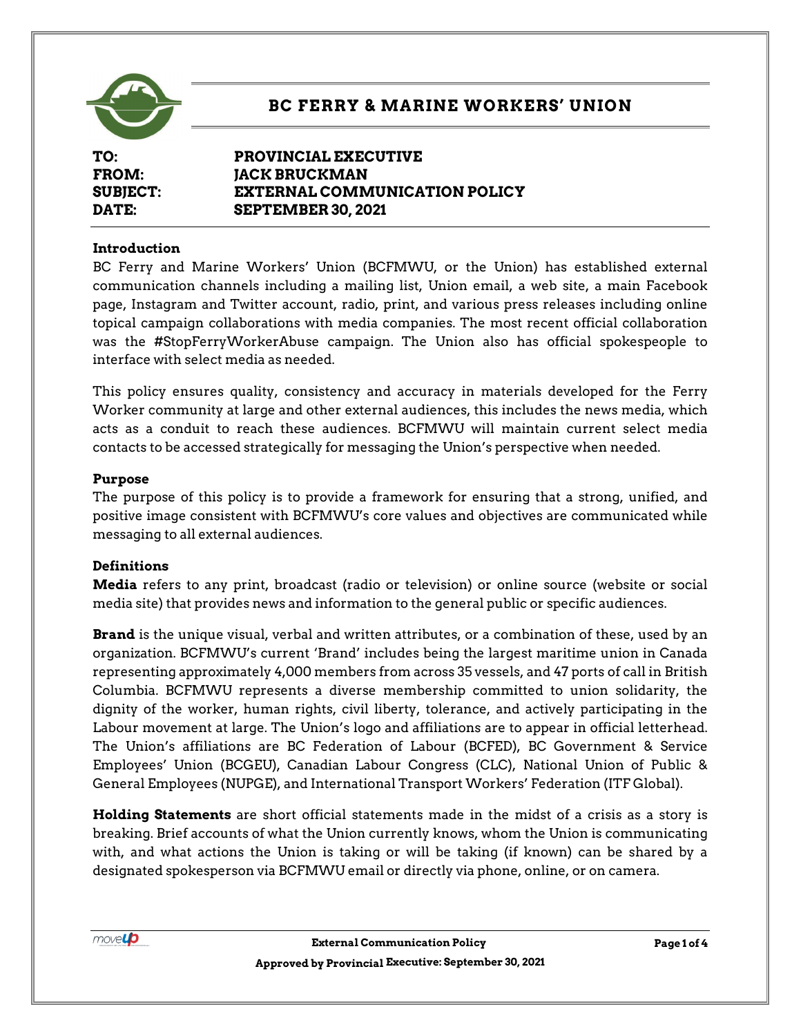# BC FERRY & MARINE WORKERS' UNION

**TO:** PROVINCIAL EXECUTIVE
**FROM:** JACK BRUCKMAN
**SUBJECT:** EXTERNAL COMMUNICATION POLICY
**DATE:** SEPTEMBER 30, 2021

**Introduction**

BC Ferry and Marine Workers' Union (BCFMWU, or the Union) has established external communication channels including a mailing list, Union email, a web site, a main Facebook page, Instagram and Twitter account, radio, print, and various press releases including online topical campaign collaborations with media companies. The most recent official collaboration was the #StopFerryWorkerAbuse campaign. The Union also has official spokespeople to interface with select media as needed.

This policy ensures quality, consistency and accuracy in materials developed for the Ferry Worker community at large and other external audiences, this includes the news media, which acts as a conduit to reach these audiences. BCFMWU will maintain current select media contacts to be accessed strategically for messaging the Union's perspective when needed.

**Purpose**

The purpose of this policy is to provide a framework for ensuring that a strong, unified, and positive image consistent with BCFMWU's core values and objectives are communicated while messaging to all external audiences.

**Definitions**

**Media** refers to any print, broadcast (radio or television) or online source (website or social media site) that provides news and information to the general public or specific audiences.

**Brand** is the unique visual, verbal and written attributes, or a combination of these, used by an organization. BCFMWU's current 'Brand' includes being the largest maritime union in Canada representing approximately 4,000 members from across 35 vessels, and 47 ports of call in British Columbia. BCFMWU represents a diverse membership committed to union solidarity, the dignity of the worker, human rights, civil liberty, tolerance, and actively participating in the Labour movement at large. The Union's logo and affiliations are to appear in official letterhead. The Union's affiliations are BC Federation of Labour (BCFED), BC Government & Service Employees' Union (BCGEU), Canadian Labour Congress (CLC), National Union of Public & General Employees (NUPGE), and International Transport Workers' Federation (ITF Global).

**Holding Statements** are short official statements made in the midst of a crisis as a story is breaking. Brief accounts of what the Union currently knows, whom the Union is communicating with, and what actions the Union is taking or will be taking (if known) can be shared by a designated spokesperson via BCFMWU email or directly via phone, online, or on camera.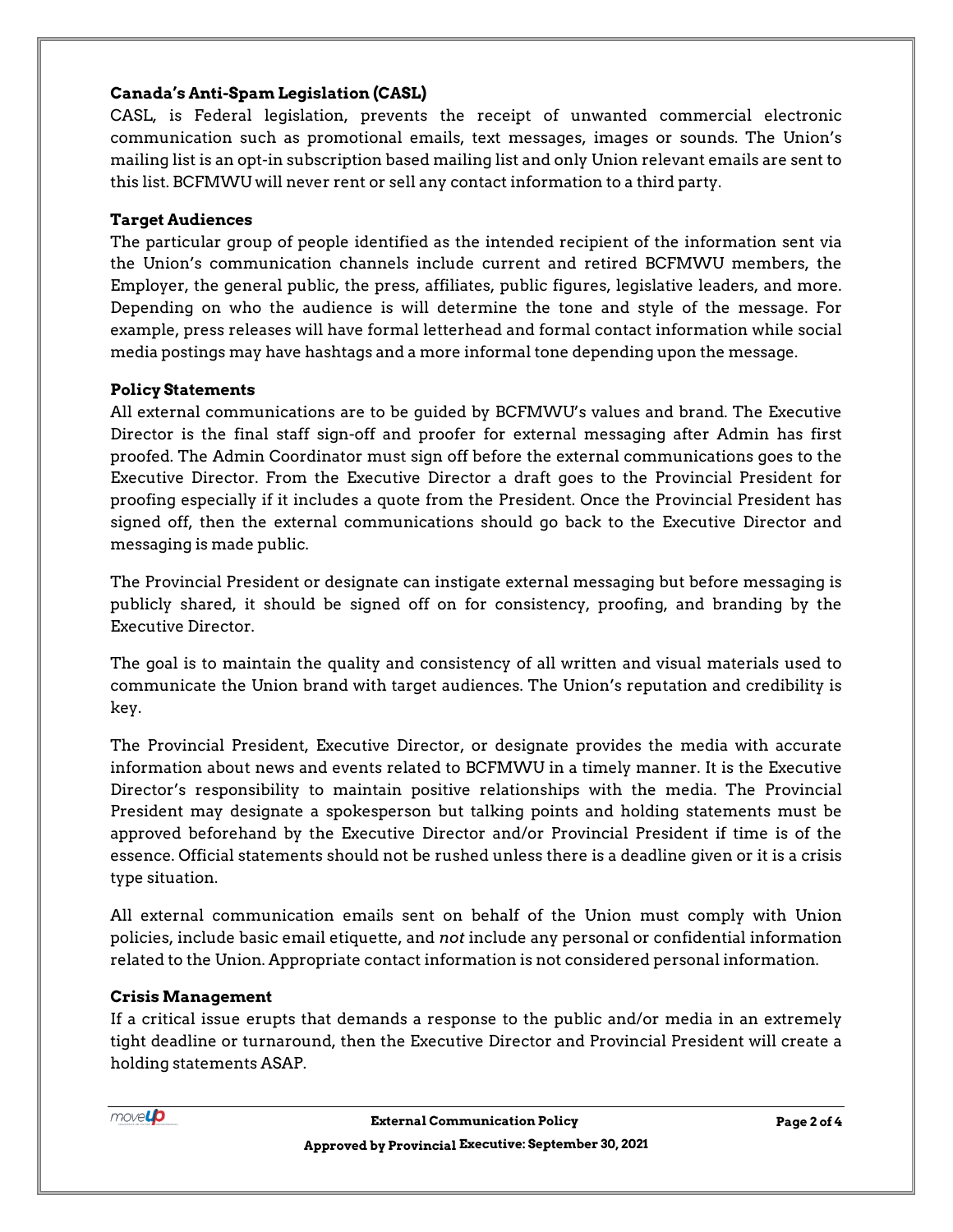**Canada's Anti-Spam Legislation (CASL)**

CASL, is Federal legislation, prevents the receipt of unwanted commercial electronic communication such as promotional emails, text messages, images or sounds. The Union's mailing list is an opt-in subscription based mailing list and only Union relevant emails are sent to this list. BCFMWU will never rent or sell any contact information to a third party.

**Target Audiences**

The particular group of people identified as the intended recipient of the information sent via the Union's communication channels include current and retired BCFMWU members, the Employer, the general public, the press, affiliates, public figures, legislative leaders, and more. Depending on who the audience is will determine the tone and style of the message. For example, press releases will have formal letterhead and formal contact information while social media postings may have hashtags and a more informal tone depending upon the message.

**Policy Statements**

All external communications are to be guided by BCFMWU's values and brand. The Executive Director is the final staff sign-off and proofer for external messaging after Admin has first proofed. The Admin Coordinator must sign off before the external communications goes to the Executive Director. From the Executive Director a draft goes to the Provincial President for proofing especially if it includes a quote from the President. Once the Provincial President has signed off, then the external communications should go back to the Executive Director and messaging is made public.

The Provincial President or designate can instigate external messaging but before messaging is publicly shared, it should be signed off on for consistency, proofing, and branding by the Executive Director.

The goal is to maintain the quality and consistency of all written and visual materials used to communicate the Union brand with target audiences. The Union's reputation and credibility is key.

The Provincial President, Executive Director, or designate provides the media with accurate information about news and events related to BCFMWU in a timely manner. It is the Executive Director's responsibility to maintain positive relationships with the media. The Provincial President may designate a spokesperson but talking points and holding statements must be approved beforehand by the Executive Director and/or Provincial President if time is of the essence. Official statements should not be rushed unless there is a deadline given or it is a crisis type situation.

All external communication emails sent on behalf of the Union must comply with Union policies, include basic email etiquette, and *not* include any personal or confidential information related to the Union. Appropriate contact information is not considered personal information.

**Crisis Management**

If a critical issue erupts that demands a response to the public and/or media in an extremely tight deadline or turnaround, then the Executive Director and Provincial President will create a holding statements ASAP.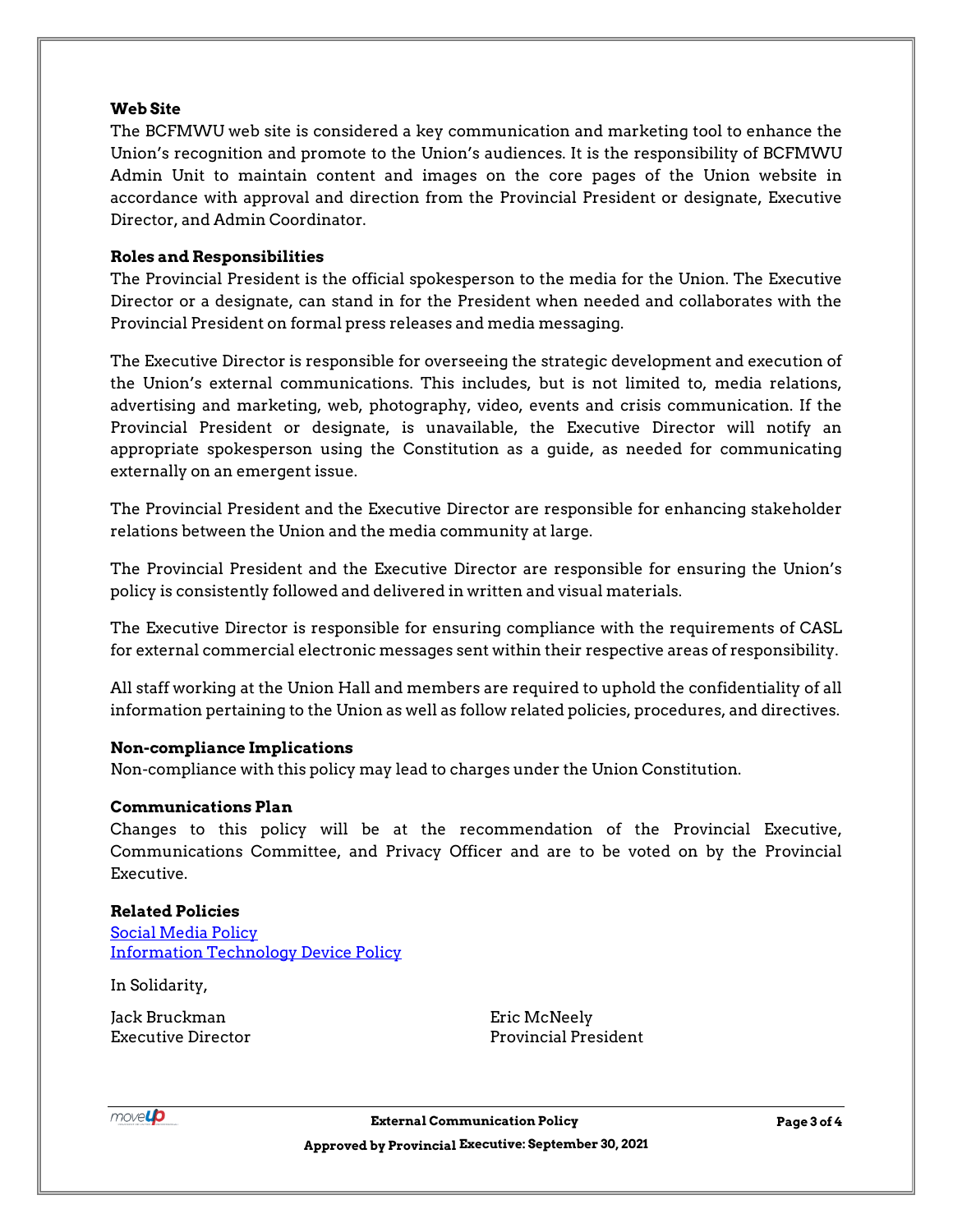**Web Site**

The BCFMWU web site is considered a key communication and marketing tool to enhance the Union's recognition and promote to the Union's audiences. It is the responsibility of BCFMWU Admin Unit to maintain content and images on the core pages of the Union website in accordance with approval and direction from the Provincial President or designate, Executive Director, and Admin Coordinator.

**Roles and Responsibilities**

The Provincial President is the official spokesperson to the media for the Union. The Executive Director or a designate, can stand in for the President when needed and collaborates with the Provincial President on formal press releases and media messaging.

The Executive Director is responsible for overseeing the strategic development and execution of the Union's external communications. This includes, but is not limited to, media relations, advertising and marketing, web, photography, video, events and crisis communication. If the Provincial President or designate, is unavailable, the Executive Director will notify an appropriate spokesperson using the Constitution as a guide, as needed for communicating externally on an emergent issue.

The Provincial President and the Executive Director are responsible for enhancing stakeholder relations between the Union and the media community at large.

The Provincial President and the Executive Director are responsible for ensuring the Union's policy is consistently followed and delivered in written and visual materials.

The Executive Director is responsible for ensuring compliance with the requirements of CASL for external commercial electronic messages sent within their respective areas of responsibility.

All staff working at the Union Hall and members are required to uphold the confidentiality of all information pertaining to the Union as well as follow related policies, procedures, and directives.

**Non-compliance Implications**

Non-compliance with this policy may lead to charges under the Union Constitution.

**Communications Plan**

Changes to this policy will be at the recommendation of the Provincial Executive, Communications Committee, and Privacy Officer and are to be voted on by the Provincial Executive.

**Related Policies**

Social Media Policy
Information Technology Device Policy

In Solidarity,

Jack Bruckman
Executive Director

Eric McNeely
Provincial President